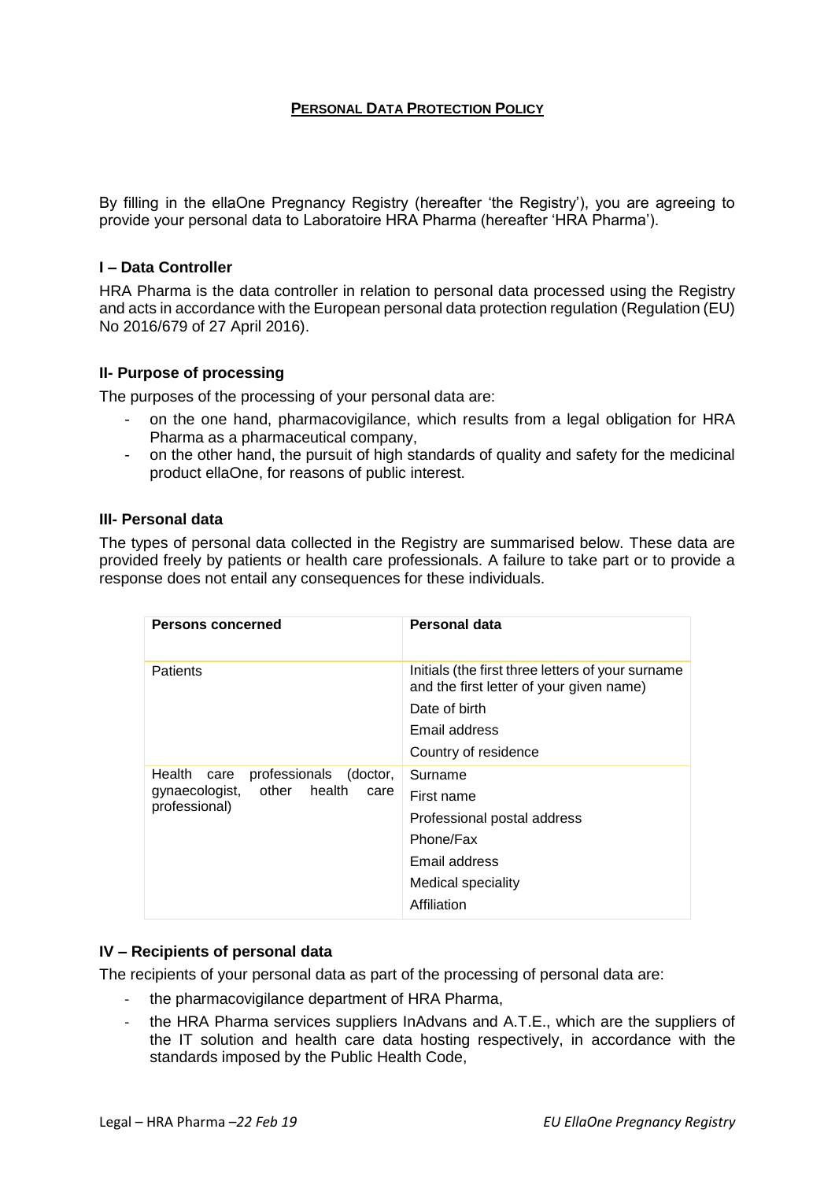# **Personal Data Protection Policy**

By filling in the ellaOne Pregnancy Registry (hereafter 'the Registry'), you are agreeing to provide your personal data to Laboratoire HRA Pharma (hereafter 'HRA Pharma').

## **I – Data Controller**

HRA Pharma is the data controller in relation to personal data processed using the Registry and acts in accordance with the European personal data protection regulation (Regulation (EU) No 2016/679 of 27 April 2016).

## **II- Purpose of processing**

The purposes of the processing of your personal data are:

- on the one hand, pharmacovigilance, which results from a legal obligation for HRA Pharma as a pharmaceutical company,
- on the other hand, the pursuit of high standards of quality and safety for the medicinal product ellaOne, for reasons of public interest.

## **III- Personal data**

The types of personal data collected in the Registry are summarised below. These data are provided freely by patients or health care professionals. A failure to take part or to provide a response does not entail any consequences for these individuals.

| **Persons concerned** | **Personal data** |
| --- | --- |
| Patients | Initials (the first three letters of your surname and the first letter of your given name) |
| | Date of birth |
| | Email address |
| | Country of residence |
| Health care professionals (doctor, gynaecologist, other health care professional) | Surname |
| | First name |
| | Professional postal address |
| | Phone/Fax |
| | Email address |
| | Medical speciality |
| | Affiliation |

## **IV – Recipients of personal data**

The recipients of your personal data as part of the processing of personal data are:

- the pharmacovigilance department of HRA Pharma,
- the HRA Pharma services suppliers InAdvans and A.T.E., which are the suppliers of the IT solution and health care data hosting respectively, in accordance with the standards imposed by the Public Health Code,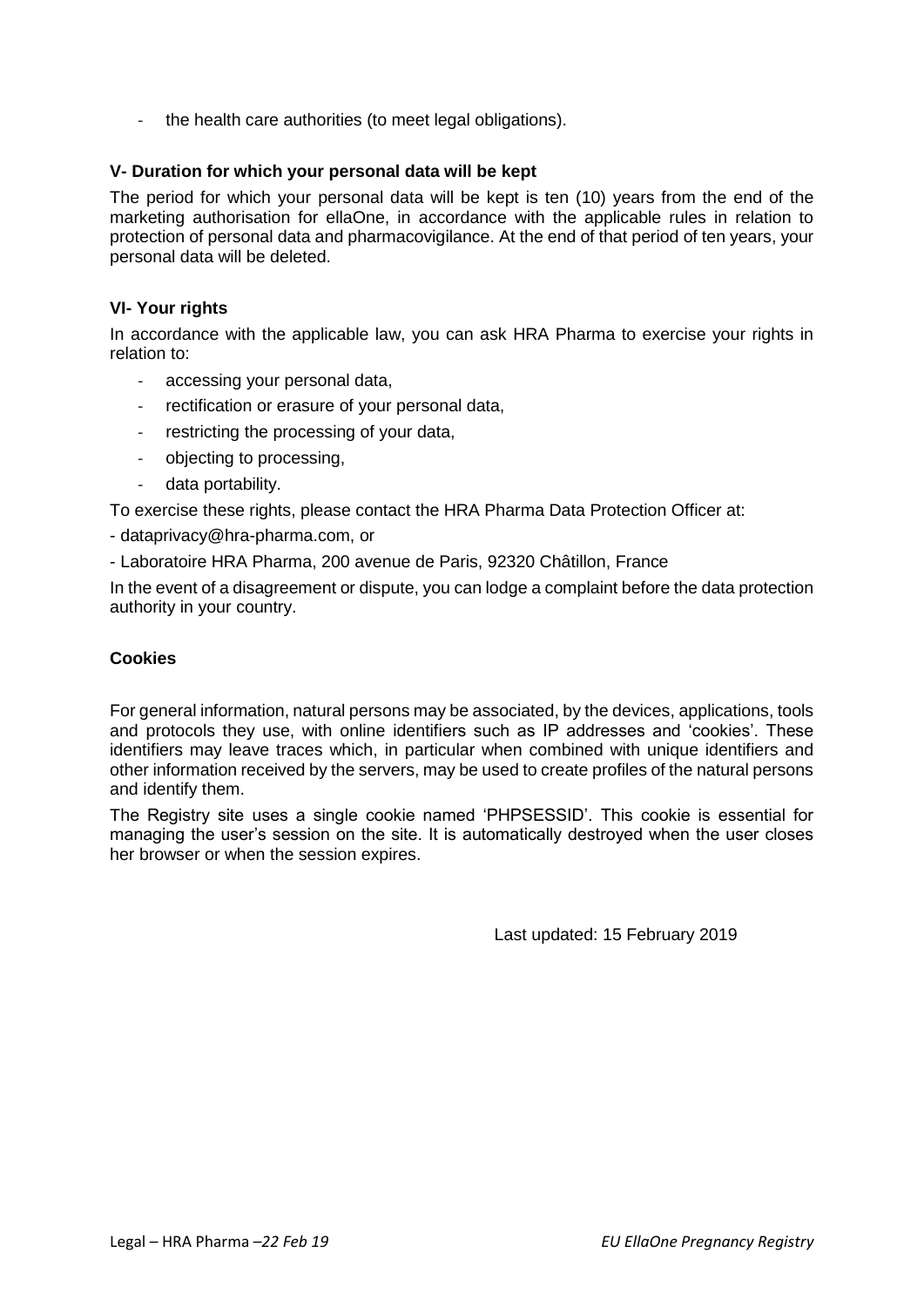- the health care authorities (to meet legal obligations).

### V- Duration for which your personal data will be kept

The period for which your personal data will be kept is ten (10) years from the end of the marketing authorisation for ellaOne, in accordance with the applicable rules in relation to protection of personal data and pharmacovigilance. At the end of that period of ten years, your personal data will be deleted.

### VI- Your rights

In accordance with the applicable law, you can ask HRA Pharma to exercise your rights in relation to:

- accessing your personal data,
- rectification or erasure of your personal data,
- restricting the processing of your data,
- objecting to processing,
- data portability.

To exercise these rights, please contact the HRA Pharma Data Protection Officer at:

- dataprivacy@hra-pharma.com, or
- Laboratoire HRA Pharma, 200 avenue de Paris, 92320 Châtillon, France

In the event of a disagreement or dispute, you can lodge a complaint before the data protection authority in your country.

### Cookies

For general information, natural persons may be associated, by the devices, applications, tools and protocols they use, with online identifiers such as IP addresses and 'cookies'. These identifiers may leave traces which, in particular when combined with unique identifiers and other information received by the servers, may be used to create profiles of the natural persons and identify them.

The Registry site uses a single cookie named 'PHPSESSID'. This cookie is essential for managing the user's session on the site. It is automatically destroyed when the user closes her browser or when the session expires.

Last updated: 15 February 2019